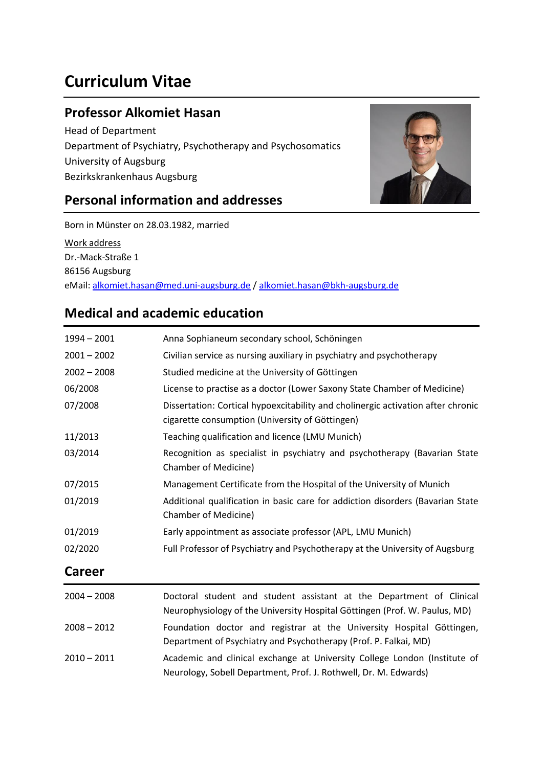# Curriculum Vitae

## Professor Alkomiet Hasan

Head of Department
Department of Psychiatry, Psychotherapy and Psychosomatics
University of Augsburg
Bezirkskrankenhaus Augsburg

## Personal information and addresses

Born in Münster on 28.03.1982, married

Work address
Dr.-Mack-Straße 1
86156 Augsburg
eMail: alkomiet.hasan@med.uni-augsburg.de / alkomiet.hasan@bkh-augsburg.de

## Medical and academic education

| | |
|---|---|
| 1994 – 2001 | Anna Sophianeum secondary school, Schöningen |
| 2001 – 2002 | Civilian service as nursing auxiliary in psychiatry and psychotherapy |
| 2002 – 2008 | Studied medicine at the University of Göttingen |
| 06/2008 | License to practise as a doctor (Lower Saxony State Chamber of Medicine) |
| 07/2008 | Dissertation: Cortical hypoexcitability and cholinergic activation after chronic cigarette consumption (University of Göttingen) |
| 11/2013 | Teaching qualification and licence (LMU Munich) |
| 03/2014 | Recognition as specialist in psychiatry and psychotherapy (Bavarian State Chamber of Medicine) |
| 07/2015 | Management Certificate from the Hospital of the University of Munich |
| 01/2019 | Additional qualification in basic care for addiction disorders (Bavarian State Chamber of Medicine) |
| 01/2019 | Early appointment as associate professor (APL, LMU Munich) |
| 02/2020 | Full Professor of Psychiatry and Psychotherapy at the University of Augsburg |

## Career

| | |
|---|---|
| 2004 – 2008 | Doctoral student and student assistant at the Department of Clinical Neurophysiology of the University Hospital Göttingen (Prof. W. Paulus, MD) |
| 2008 – 2012 | Foundation doctor and registrar at the University Hospital Göttingen, Department of Psychiatry and Psychotherapy (Prof. P. Falkai, MD) |
| 2010 – 2011 | Academic and clinical exchange at University College London (Institute of Neurology, Sobell Department, Prof. J. Rothwell, Dr. M. Edwards) |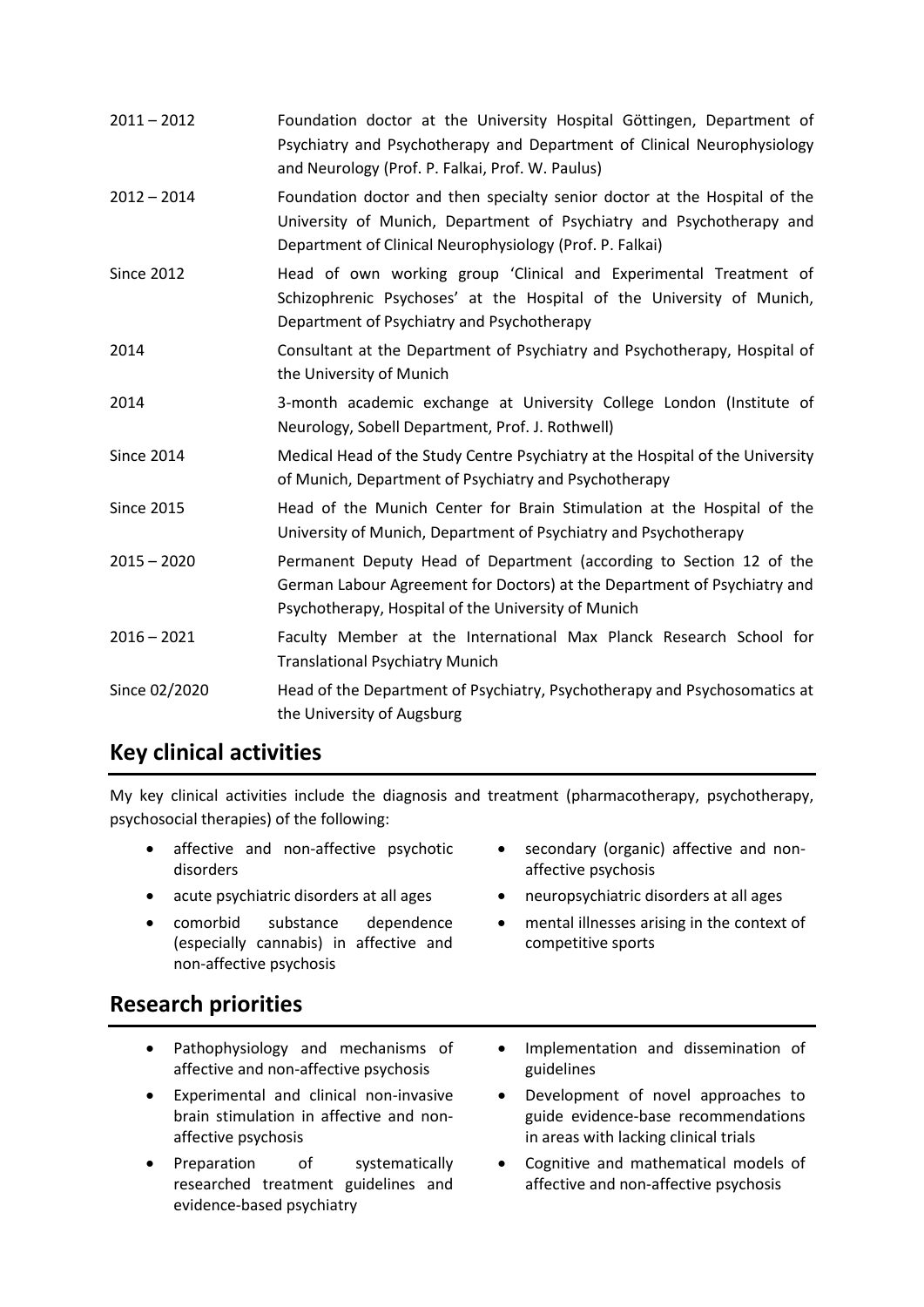| | |
|---|---|
| 2011 – 2012 | Foundation doctor at the University Hospital Göttingen, Department of Psychiatry and Psychotherapy and Department of Clinical Neurophysiology and Neurology (Prof. P. Falkai, Prof. W. Paulus) |
| 2012 – 2014 | Foundation doctor and then specialty senior doctor at the Hospital of the University of Munich, Department of Psychiatry and Psychotherapy and Department of Clinical Neurophysiology (Prof. P. Falkai) |
| Since 2012 | Head of own working group 'Clinical and Experimental Treatment of Schizophrenic Psychoses' at the Hospital of the University of Munich, Department of Psychiatry and Psychotherapy |
| 2014 | Consultant at the Department of Psychiatry and Psychotherapy, Hospital of the University of Munich |
| 2014 | 3-month academic exchange at University College London (Institute of Neurology, Sobell Department, Prof. J. Rothwell) |
| Since 2014 | Medical Head of the Study Centre Psychiatry at the Hospital of the University of Munich, Department of Psychiatry and Psychotherapy |
| Since 2015 | Head of the Munich Center for Brain Stimulation at the Hospital of the University of Munich, Department of Psychiatry and Psychotherapy |
| 2015 – 2020 | Permanent Deputy Head of Department (according to Section 12 of the German Labour Agreement for Doctors) at the Department of Psychiatry and Psychotherapy, Hospital of the University of Munich |
| 2016 – 2021 | Faculty Member at the International Max Planck Research School for Translational Psychiatry Munich |
| Since 02/2020 | Head of the Department of Psychiatry, Psychotherapy and Psychosomatics at the University of Augsburg |

## Key clinical activities

My key clinical activities include the diagnosis and treatment (pharmacotherapy, psychotherapy, psychosocial therapies) of the following:

- affective and non-affective psychotic disorders
- acute psychiatric disorders at all ages
- comorbid substance dependence (especially cannabis) in affective and non-affective psychosis
- secondary (organic) affective and non-affective psychosis
- neuropsychiatric disorders at all ages
- mental illnesses arising in the context of competitive sports

## Research priorities

- Pathophysiology and mechanisms of affective and non-affective psychosis
- Experimental and clinical non-invasive brain stimulation in affective and non-affective psychosis
- Preparation of systematically researched treatment guidelines and evidence-based psychiatry
- Implementation and dissemination of guidelines
- Development of novel approaches to guide evidence-base recommendations in areas with lacking clinical trials
- Cognitive and mathematical models of affective and non-affective psychosis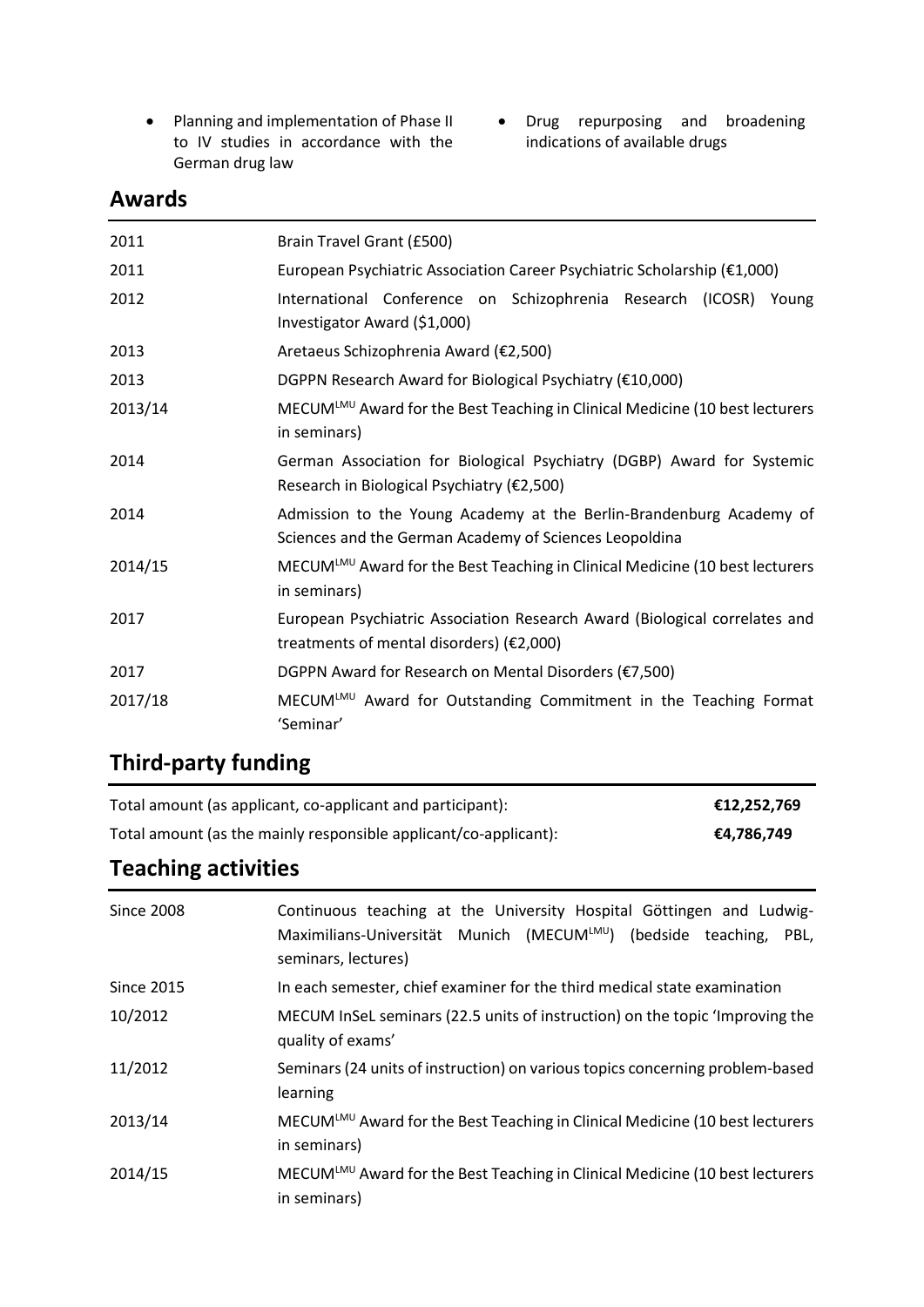- Planning and implementation of Phase II to IV studies in accordance with the German drug law
- Drug repurposing and broadening indications of available drugs

## Awards

| | |
|---|---|
| 2011 | Brain Travel Grant (£500) |
| 2011 | European Psychiatric Association Career Psychiatric Scholarship (€1,000) |
| 2012 | International Conference on Schizophrenia Research (ICOSR) Young Investigator Award ($1,000) |
| 2013 | Aretaeus Schizophrenia Award (€2,500) |
| 2013 | DGPPN Research Award for Biological Psychiatry (€10,000) |
| 2013/14 | MECUM[LMU] Award for the Best Teaching in Clinical Medicine (10 best lecturers in seminars) |
| 2014 | German Association for Biological Psychiatry (DGBP) Award for Systemic Research in Biological Psychiatry (€2,500) |
| 2014 | Admission to the Young Academy at the Berlin-Brandenburg Academy of Sciences and the German Academy of Sciences Leopoldina |
| 2014/15 | MECUM[LMU] Award for the Best Teaching in Clinical Medicine (10 best lecturers in seminars) |
| 2017 | European Psychiatric Association Research Award (Biological correlates and treatments of mental disorders) (€2,000) |
| 2017 | DGPPN Award for Research on Mental Disorders (€7,500) |
| 2017/18 | MECUM[LMU] Award for Outstanding Commitment in the Teaching Format 'Seminar' |

## Third-party funding

| | |
|---|---|
| Total amount (as applicant, co-applicant and participant): | **€12,252,769** |
| Total amount (as the mainly responsible applicant/co-applicant): | **€4,786,749** |

## Teaching activities

| | |
|---|---|
| Since 2008 | Continuous teaching at the University Hospital Göttingen and Ludwig-Maximilians-Universität Munich (MECUM[LMU]) (bedside teaching, PBL, seminars, lectures) |
| Since 2015 | In each semester, chief examiner for the third medical state examination |
| 10/2012 | MECUM InSeL seminars (22.5 units of instruction) on the topic 'Improving the quality of exams' |
| 11/2012 | Seminars (24 units of instruction) on various topics concerning problem-based learning |
| 2013/14 | MECUM[LMU] Award for the Best Teaching in Clinical Medicine (10 best lecturers in seminars) |
| 2014/15 | MECUM[LMU] Award for the Best Teaching in Clinical Medicine (10 best lecturers in seminars) |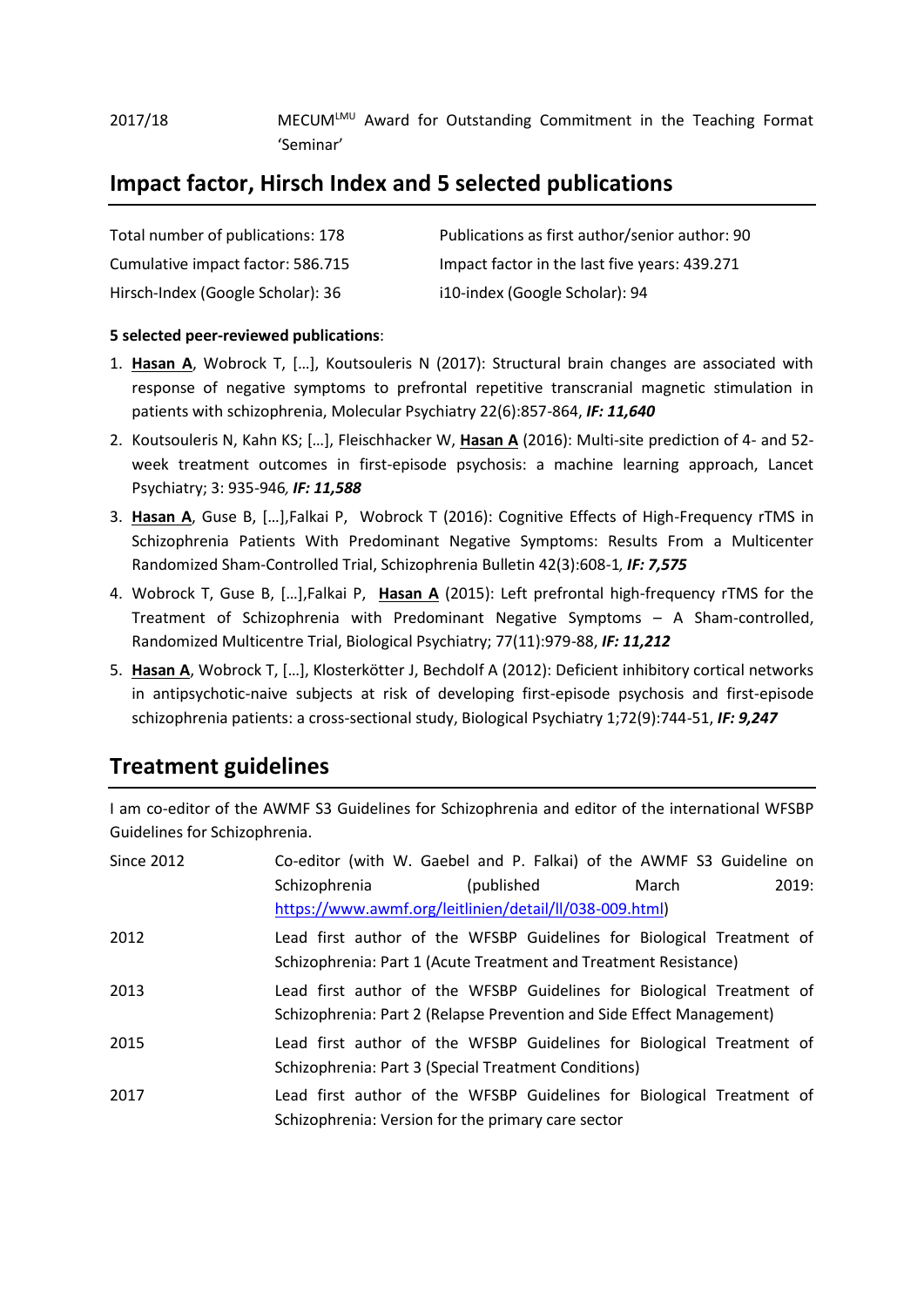2017/18 MECUM[LMU] Award for Outstanding Commitment in the Teaching Format 'Seminar'

## Impact factor, Hirsch Index and 5 selected publications

| | |
|---|---|
| Total number of publications: 178 | Publications as first author/senior author: 90 |
| Cumulative impact factor: 586.715 | Impact factor in the last five years: 439.271 |
| Hirsch-Index (Google Scholar): 36 | i10-index (Google Scholar): 94 |

**5 selected peer-reviewed publications**:

1. **Hasan A**, Wobrock T, […], Koutsouleris N (2017): Structural brain changes are associated with response of negative symptoms to prefrontal repetitive transcranial magnetic stimulation in patients with schizophrenia, Molecular Psychiatry 22(6):857-864, ***IF: 11,640***
2. Koutsouleris N, Kahn KS; […], Fleischhacker W, **Hasan A** (2016): Multi-site prediction of 4- and 52-week treatment outcomes in first-episode psychosis: a machine learning approach, Lancet Psychiatry; 3: 935-946, ***IF: 11,588***
3. **Hasan A**, Guse B, […],Falkai P, Wobrock T (2016): Cognitive Effects of High-Frequency rTMS in Schizophrenia Patients With Predominant Negative Symptoms: Results From a Multicenter Randomized Sham-Controlled Trial, Schizophrenia Bulletin 42(3):608-1, ***IF: 7,575***
4. Wobrock T, Guse B, […],Falkai P, **Hasan A** (2015): Left prefrontal high-frequency rTMS for the Treatment of Schizophrenia with Predominant Negative Symptoms – A Sham-controlled, Randomized Multicentre Trial, Biological Psychiatry; 77(11):979-88, ***IF: 11,212***
5. **Hasan A**, Wobrock T, […], Klosterkötter J, Bechdolf A (2012): Deficient inhibitory cortical networks in antipsychotic-naive subjects at risk of developing first-episode psychosis and first-episode schizophrenia patients: a cross-sectional study, Biological Psychiatry 1;72(9):744-51, ***IF: 9,247***

## Treatment guidelines

I am co-editor of the AWMF S3 Guidelines for Schizophrenia and editor of the international WFSBP Guidelines for Schizophrenia.

| | |
|---|---|
| Since 2012 | Co-editor (with W. Gaebel and P. Falkai) of the AWMF S3 Guideline on Schizophrenia (published March 2019: https://www.awmf.org/leitlinien/detail/ll/038-009.html) |
| 2012 | Lead first author of the WFSBP Guidelines for Biological Treatment of Schizophrenia: Part 1 (Acute Treatment and Treatment Resistance) |
| 2013 | Lead first author of the WFSBP Guidelines for Biological Treatment of Schizophrenia: Part 2 (Relapse Prevention and Side Effect Management) |
| 2015 | Lead first author of the WFSBP Guidelines for Biological Treatment of Schizophrenia: Part 3 (Special Treatment Conditions) |
| 2017 | Lead first author of the WFSBP Guidelines for Biological Treatment of Schizophrenia: Version for the primary care sector |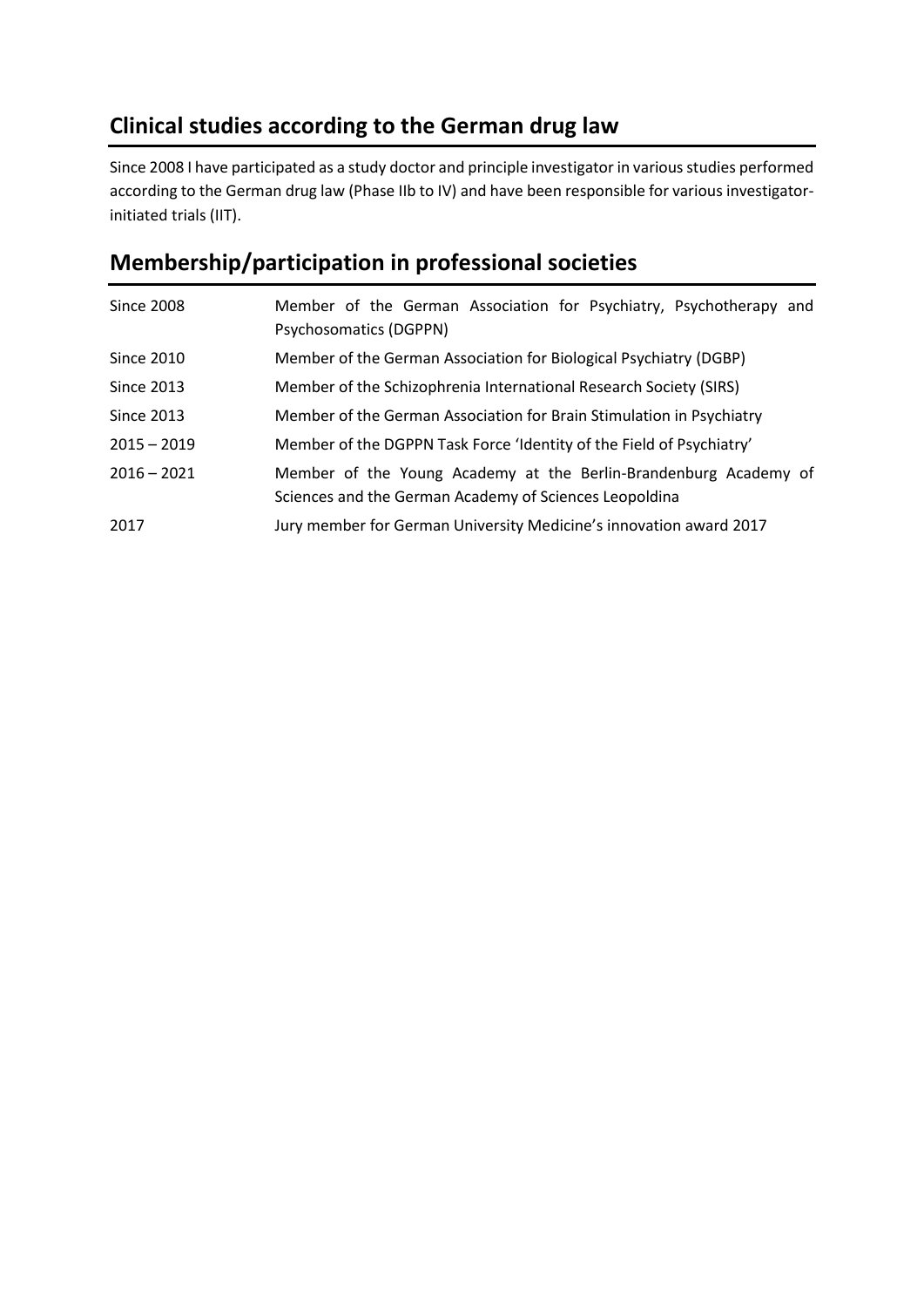## Clinical studies according to the German drug law

Since 2008 I have participated as a study doctor and principle investigator in various studies performed according to the German drug law (Phase IIb to IV) and have been responsible for various investigator-initiated trials (IIT).

## Membership/participation in professional societies

| | |
|---|---|
| Since 2008 | Member of the German Association for Psychiatry, Psychotherapy and Psychosomatics (DGPPN) |
| Since 2010 | Member of the German Association for Biological Psychiatry (DGBP) |
| Since 2013 | Member of the Schizophrenia International Research Society (SIRS) |
| Since 2013 | Member of the German Association for Brain Stimulation in Psychiatry |
| 2015 – 2019 | Member of the DGPPN Task Force 'Identity of the Field of Psychiatry' |
| 2016 – 2021 | Member of the Young Academy at the Berlin-Brandenburg Academy of Sciences and the German Academy of Sciences Leopoldina |
| 2017 | Jury member for German University Medicine's innovation award 2017 |